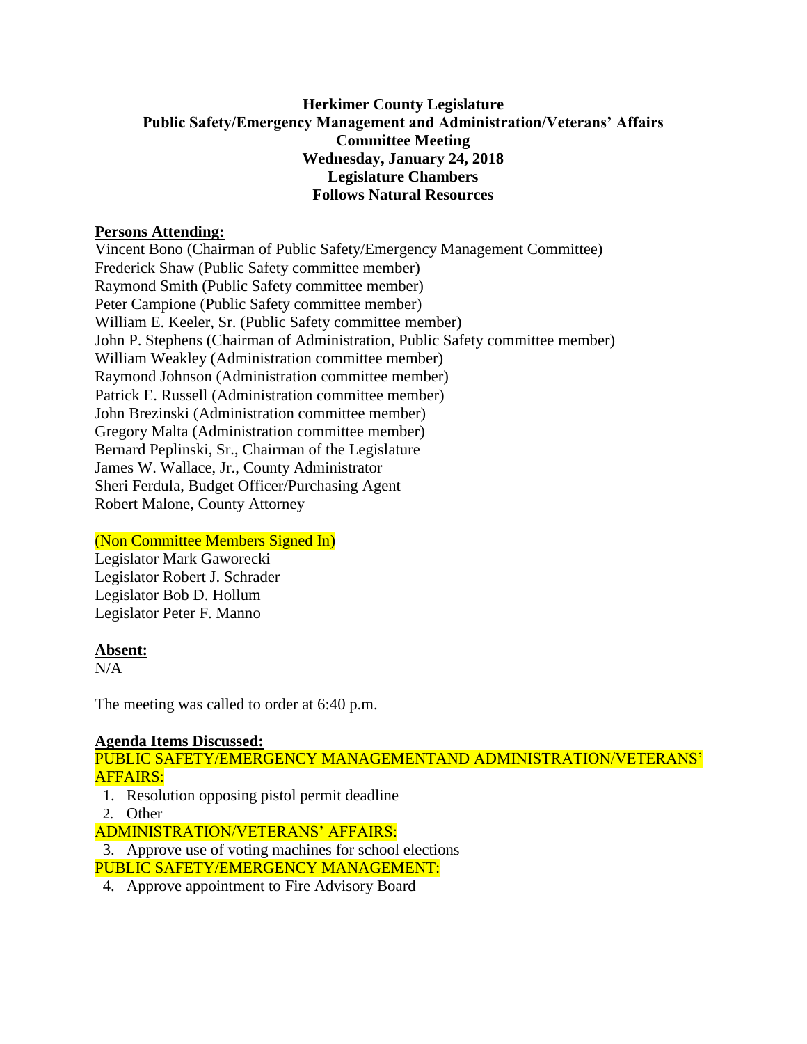**Herkimer County Legislature**
**Public Safety/Emergency Management and Administration/Veterans' Affairs**
**Committee Meeting**
**Wednesday, January 24, 2018**
**Legislature Chambers**
**Follows Natural Resources**

**Persons Attending:**

Vincent Bono (Chairman of Public Safety/Emergency Management Committee)
Frederick Shaw (Public Safety committee member)
Raymond Smith (Public Safety committee member)
Peter Campione (Public Safety committee member)
William E. Keeler, Sr. (Public Safety committee member)
John P. Stephens (Chairman of Administration, Public Safety committee member)
William Weakley (Administration committee member)
Raymond Johnson (Administration committee member)
Patrick E. Russell (Administration committee member)
John Brezinski (Administration committee member)
Gregory Malta (Administration committee member)
Bernard Peplinski, Sr., Chairman of the Legislature
James W. Wallace, Jr., County Administrator
Sheri Ferdula, Budget Officer/Purchasing Agent
Robert Malone, County Attorney

(Non Committee Members Signed In)

Legislator Mark Gaworecki
Legislator Robert J. Schrader
Legislator Bob D. Hollum
Legislator Peter F. Manno

**Absent:**

N/A

The meeting was called to order at 6:40 p.m.

**Agenda Items Discussed:**

PUBLIC SAFETY/EMERGENCY MANAGEMENTAND ADMINISTRATION/VETERANS' AFFAIRS:

1. Resolution opposing pistol permit deadline
2. Other

ADMINISTRATION/VETERANS' AFFAIRS:

3. Approve use of voting machines for school elections

PUBLIC SAFETY/EMERGENCY MANAGEMENT:

4. Approve appointment to Fire Advisory Board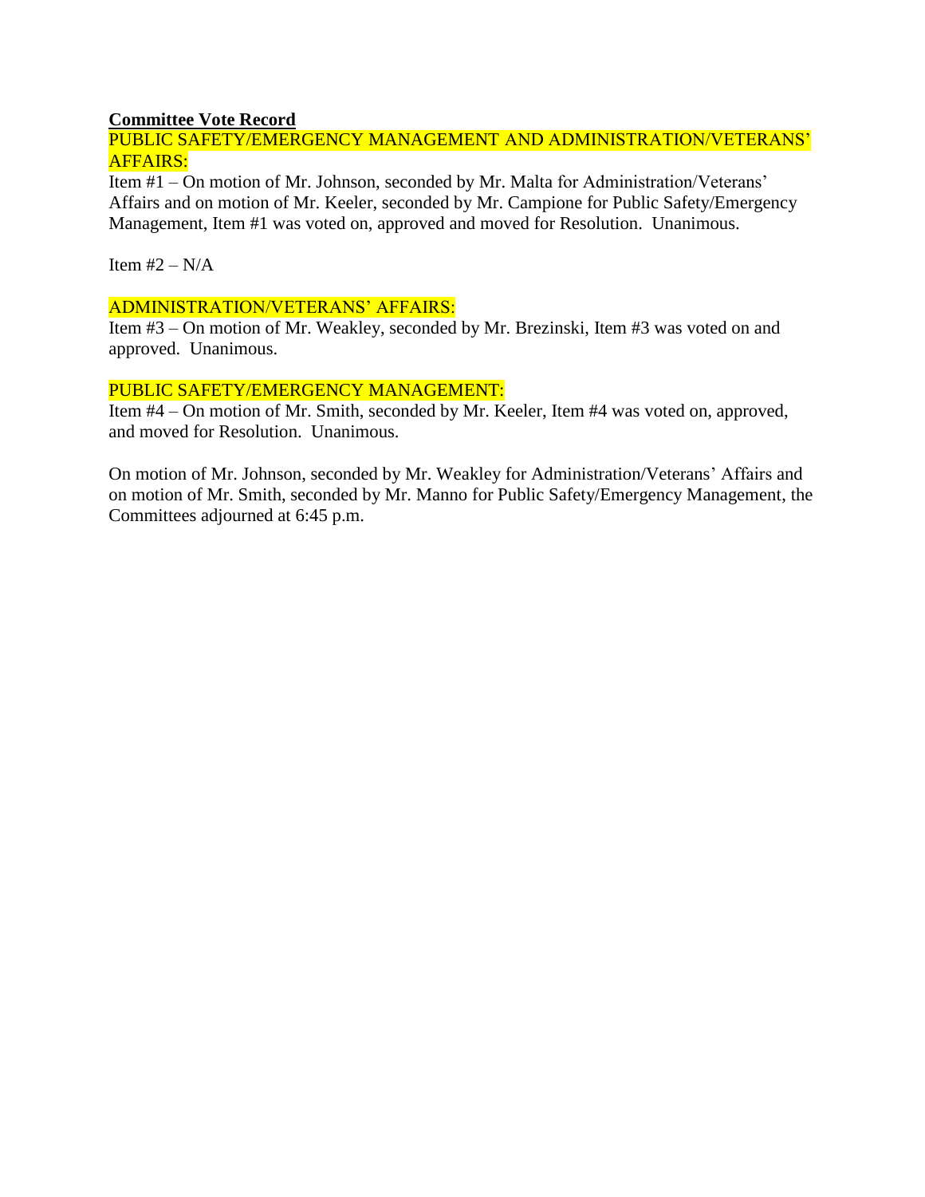**Committee Vote Record**

PUBLIC SAFETY/EMERGENCY MANAGEMENT AND ADMINISTRATION/VETERANS' AFFAIRS:

Item #1 – On motion of Mr. Johnson, seconded by Mr. Malta for Administration/Veterans' Affairs and on motion of Mr. Keeler, seconded by Mr. Campione for Public Safety/Emergency Management, Item #1 was voted on, approved and moved for Resolution. Unanimous.

Item #2 – N/A

ADMINISTRATION/VETERANS' AFFAIRS:

Item #3 – On motion of Mr. Weakley, seconded by Mr. Brezinski, Item #3 was voted on and approved. Unanimous.

PUBLIC SAFETY/EMERGENCY MANAGEMENT:

Item #4 – On motion of Mr. Smith, seconded by Mr. Keeler, Item #4 was voted on, approved, and moved for Resolution. Unanimous.

On motion of Mr. Johnson, seconded by Mr. Weakley for Administration/Veterans' Affairs and on motion of Mr. Smith, seconded by Mr. Manno for Public Safety/Emergency Management, the Committees adjourned at 6:45 p.m.